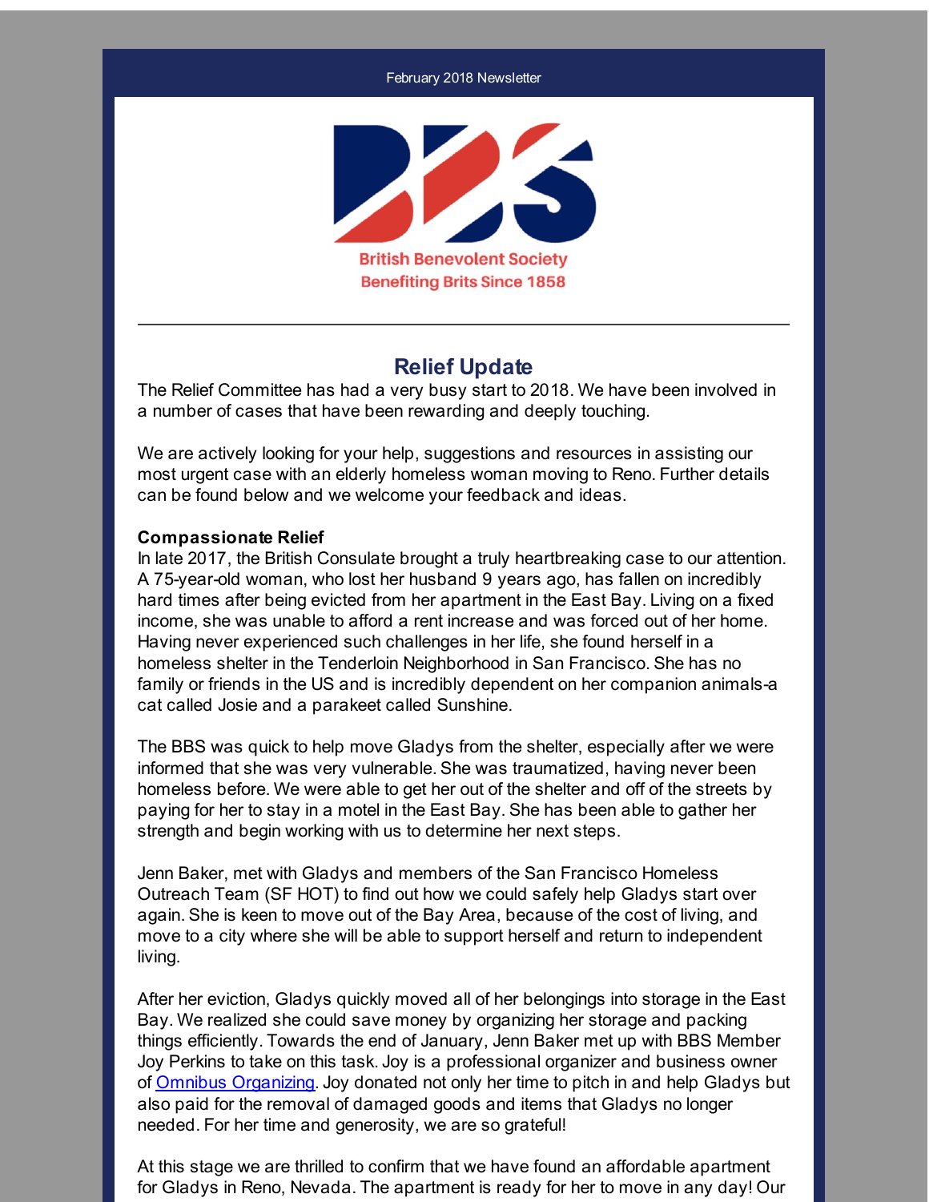February 2018 Newsletter

British Benevolent Society
Benefiting Brits Since 1858

---

## Relief Update

The Relief Committee has had a very busy start to 2018. We have been involved in a number of cases that have been rewarding and deeply touching.

We are actively looking for your help, suggestions and resources in assisting our most urgent case with an elderly homeless woman moving to Reno. Further details can be found below and we welcome your feedback and ideas.

**Compassionate Relief**
In late 2017, the British Consulate brought a truly heartbreaking case to our attention. A 75-year-old woman, who lost her husband 9 years ago, has fallen on incredibly hard times after being evicted from her apartment in the East Bay. Living on a fixed income, she was unable to afford a rent increase and was forced out of her home. Having never experienced such challenges in her life, she found herself in a homeless shelter in the Tenderloin Neighborhood in San Francisco. She has no family or friends in the US and is incredibly dependent on her companion animals-a cat called Josie and a parakeet called Sunshine.

The BBS was quick to help move Gladys from the shelter, especially after we were informed that she was very vulnerable. She was traumatized, having never been homeless before. We were able to get her out of the shelter and off of the streets by paying for her to stay in a motel in the East Bay. She has been able to gather her strength and begin working with us to determine her next steps.

Jenn Baker, met with Gladys and members of the San Francisco Homeless Outreach Team (SF HOT) to find out how we could safely help Gladys start over again. She is keen to move out of the Bay Area, because of the cost of living, and move to a city where she will be able to support herself and return to independent living.

After her eviction, Gladys quickly moved all of her belongings into storage in the East Bay. We realized she could save money by organizing her storage and packing things efficiently. Towards the end of January, Jenn Baker met up with BBS Member Joy Perkins to take on this task. Joy is a professional organizer and business owner of Omnibus Organizing. Joy donated not only her time to pitch in and help Gladys but also paid for the removal of damaged goods and items that Gladys no longer needed. For her time and generosity, we are so grateful!

At this stage we are thrilled to confirm that we have found an affordable apartment for Gladys in Reno, Nevada. The apartment is ready for her to move in any day! Our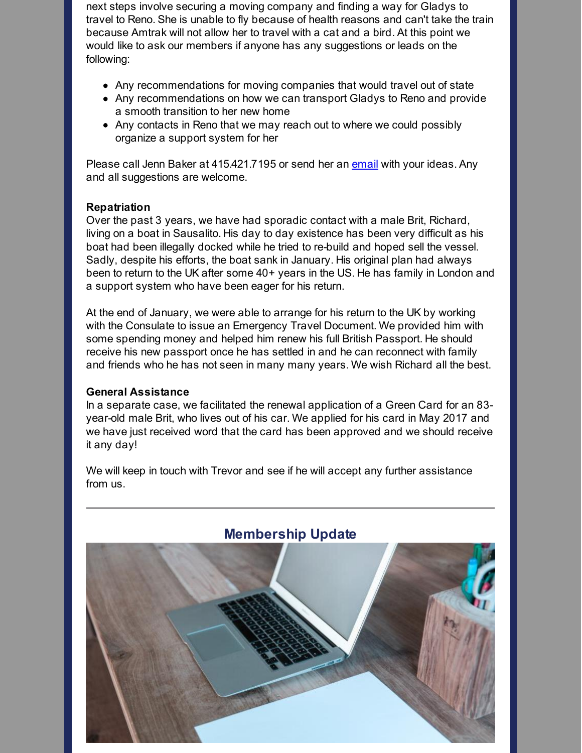next steps involve securing a moving company and finding a way for Gladys to travel to Reno. She is unable to fly because of health reasons and can't take the train because Amtrak will not allow her to travel with a cat and a bird. At this point we would like to ask our members if anyone has any suggestions or leads on the following:

- Any recommendations for moving companies that would travel out of state
- Any recommendations on how we can transport Gladys to Reno and provide a smooth transition to her new home
- Any contacts in Reno that we may reach out to where we could possibly organize a support system for her

Please call Jenn Baker at 415.421.7195 or send her an email with your ideas. Any and all suggestions are welcome.

**Repatriation**

Over the past 3 years, we have had sporadic contact with a male Brit, Richard, living on a boat in Sausalito. His day to day existence has been very difficult as his boat had been illegally docked while he tried to re-build and hoped sell the vessel. Sadly, despite his efforts, the boat sank in January. His original plan had always been to return to the UK after some 40+ years in the US. He has family in London and a support system who have been eager for his return.

At the end of January, we were able to arrange for his return to the UK by working with the Consulate to issue an Emergency Travel Document. We provided him with some spending money and helped him renew his full British Passport. He should receive his new passport once he has settled in and he can reconnect with family and friends who he has not seen in many many years. We wish Richard all the best.

**General Assistance**

In a separate case, we facilitated the renewal application of a Green Card for an 83-year-old male Brit, who lives out of his car. We applied for his card in May 2017 and we have just received word that the card has been approved and we should receive it any day!

We will keep in touch with Trevor and see if he will accept any further assistance from us.

---

## Membership Update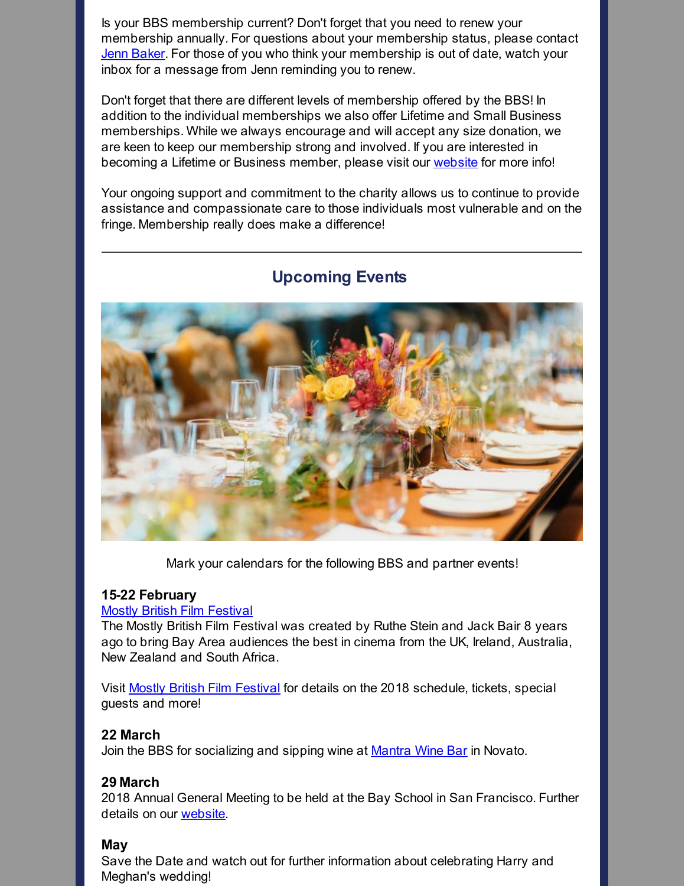Is your BBS membership current? Don't forget that you need to renew your membership annually. For questions about your membership status, please contact Jenn Baker. For those of you who think your membership is out of date, watch your inbox for a message from Jenn reminding you to renew.

Don't forget that there are different levels of membership offered by the BBS! In addition to the individual memberships we also offer Lifetime and Small Business memberships. While we always encourage and will accept any size donation, we are keen to keep our membership strong and involved. If you are interested in becoming a Lifetime or Business member, please visit our website for more info!

Your ongoing support and commitment to the charity allows us to continue to provide assistance and compassionate care to those individuals most vulnerable and on the fringe. Membership really does make a difference!

---

## Upcoming Events

Mark your calendars for the following BBS and partner events!

**15-22 February**
Mostly British Film Festival
The Mostly British Film Festival was created by Ruthe Stein and Jack Bair 8 years ago to bring Bay Area audiences the best in cinema from the UK, Ireland, Australia, New Zealand and South Africa.

Visit Mostly British Film Festival for details on the 2018 schedule, tickets, special guests and more!

**22 March**
Join the BBS for socializing and sipping wine at Mantra Wine Bar in Novato.

**29 March**
2018 Annual General Meeting to be held at the Bay School in San Francisco. Further details on our website.

**May**
Save the Date and watch out for further information about celebrating Harry and Meghan's wedding!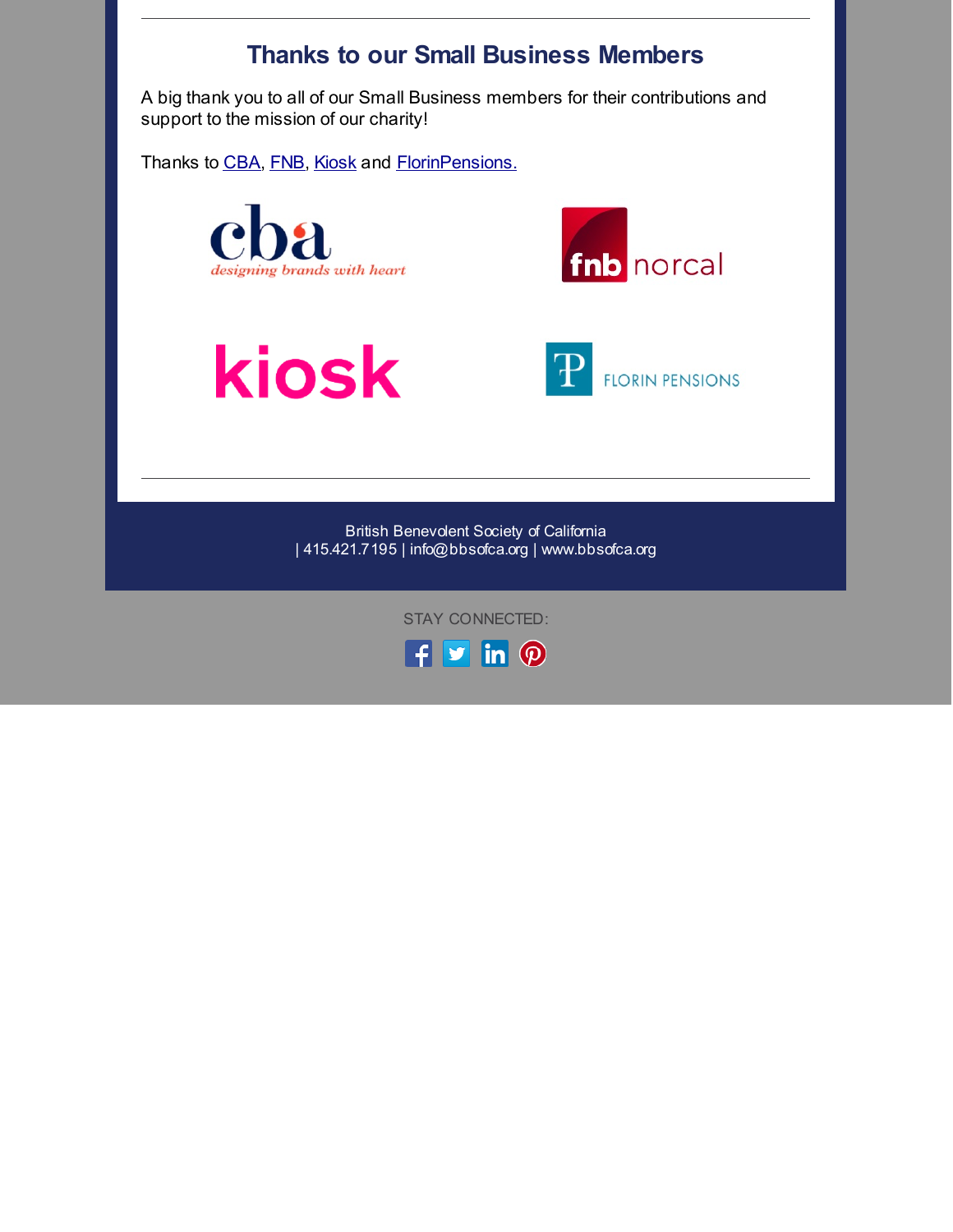## Thanks to our Small Business Members

A big thank you to all of our Small Business members for their contributions and support to the mission of our charity!

Thanks to CBA, FNB, Kiosk and FlorinPensions.

British Benevolent Society of California
| 415.421.7195 | info@bbsofca.org | www.bbsofca.org

STAY CONNECTED: